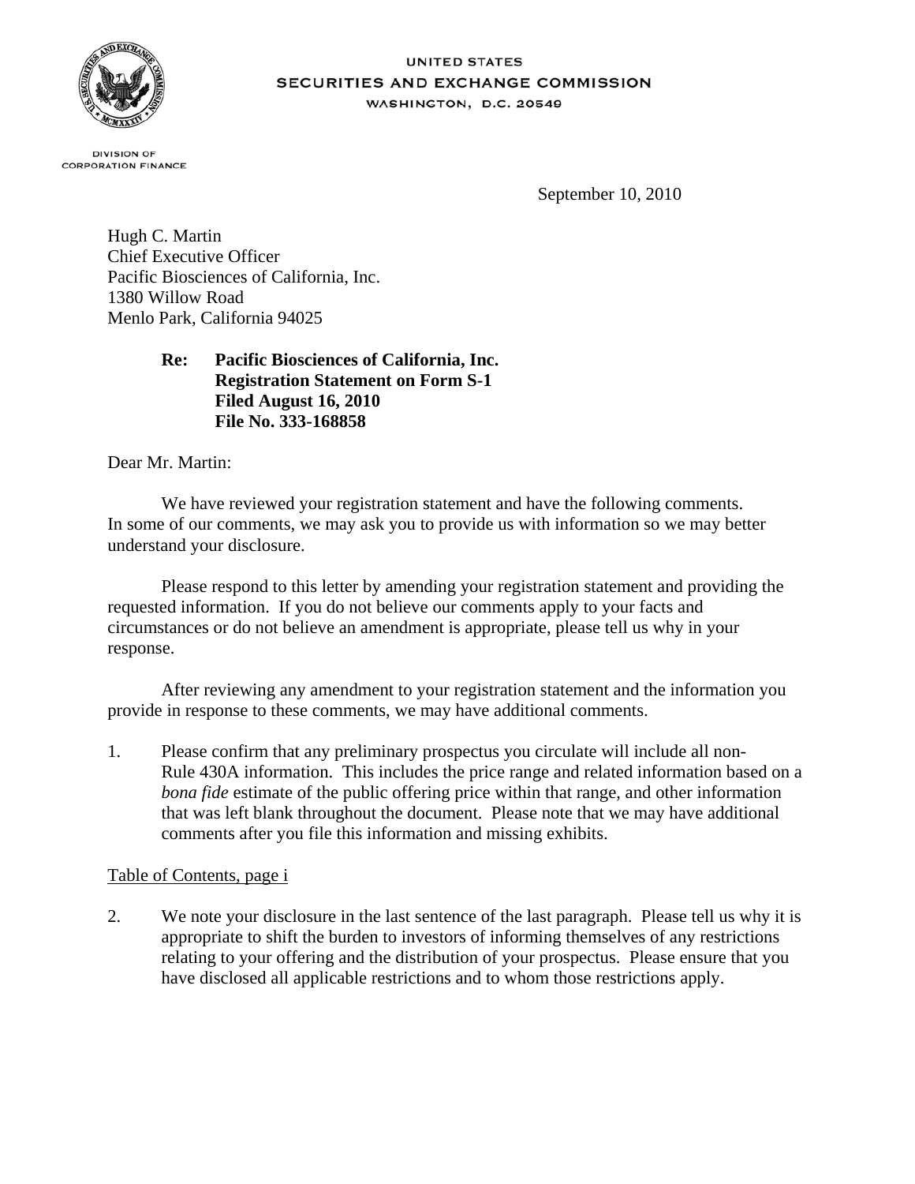UNITED STATES
SECURITIES AND EXCHANGE COMMISSION
WASHINGTON, D.C. 20549

DIVISION OF
CORPORATION FINANCE

September 10, 2010

Hugh C. Martin
Chief Executive Officer
Pacific Biosciences of California, Inc.
1380 Willow Road
Menlo Park, California 94025

**Re: Pacific Biosciences of California, Inc.**
**Registration Statement on Form S-1**
**Filed August 16, 2010**
**File No. 333-168858**

Dear Mr. Martin:

We have reviewed your registration statement and have the following comments. In some of our comments, we may ask you to provide us with information so we may better understand your disclosure.

Please respond to this letter by amending your registration statement and providing the requested information. If you do not believe our comments apply to your facts and circumstances or do not believe an amendment is appropriate, please tell us why in your response.

After reviewing any amendment to your registration statement and the information you provide in response to these comments, we may have additional comments.

1. Please confirm that any preliminary prospectus you circulate will include all non-Rule 430A information. This includes the price range and related information based on a *bona fide* estimate of the public offering price within that range, and other information that was left blank throughout the document. Please note that we may have additional comments after you file this information and missing exhibits.

Table of Contents, page i

2. We note your disclosure in the last sentence of the last paragraph. Please tell us why it is appropriate to shift the burden to investors of informing themselves of any restrictions relating to your offering and the distribution of your prospectus. Please ensure that you have disclosed all applicable restrictions and to whom those restrictions apply.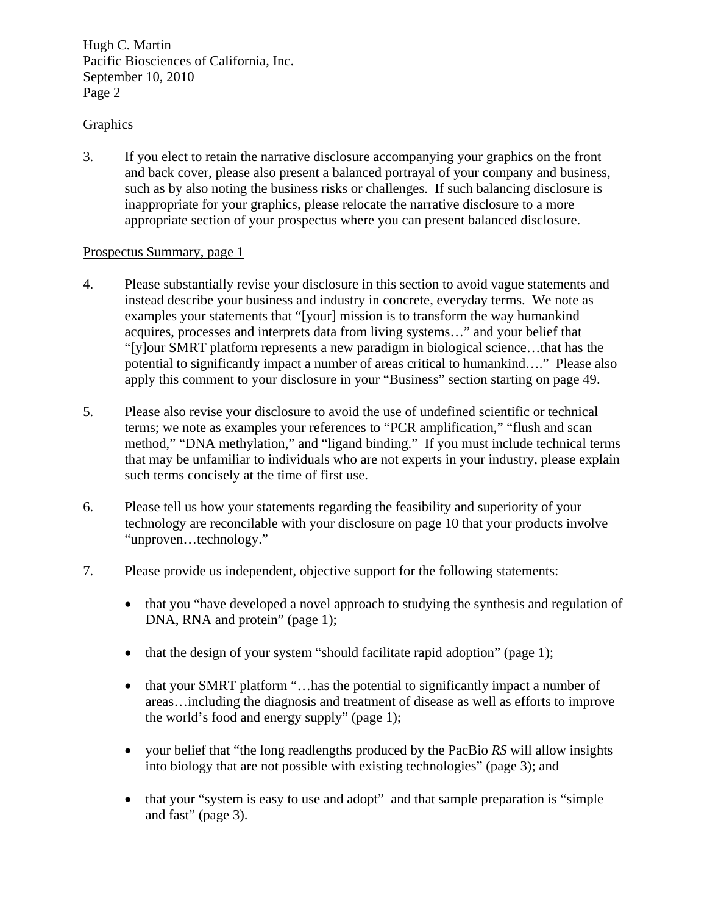<u>Graphics</u>

3. If you elect to retain the narrative disclosure accompanying your graphics on the front and back cover, please also present a balanced portrayal of your company and business, such as by also noting the business risks or challenges. If such balancing disclosure is inappropriate for your graphics, please relocate the narrative disclosure to a more appropriate section of your prospectus where you can present balanced disclosure.

<u>Prospectus Summary, page 1</u>

4. Please substantially revise your disclosure in this section to avoid vague statements and instead describe your business and industry in concrete, everyday terms. We note as examples your statements that "[your] mission is to transform the way humankind acquires, processes and interprets data from living systems…" and your belief that "[y]our SMRT platform represents a new paradigm in biological science…that has the potential to significantly impact a number of areas critical to humankind…." Please also apply this comment to your disclosure in your "Business" section starting on page 49.

5. Please also revise your disclosure to avoid the use of undefined scientific or technical terms; we note as examples your references to "PCR amplification," "flush and scan method," "DNA methylation," and "ligand binding." If you must include technical terms that may be unfamiliar to individuals who are not experts in your industry, please explain such terms concisely at the time of first use.

6. Please tell us how your statements regarding the feasibility and superiority of your technology are reconcilable with your disclosure on page 10 that your products involve "unproven…technology."

7. Please provide us independent, objective support for the following statements:

   - that you "have developed a novel approach to studying the synthesis and regulation of DNA, RNA and protein" (page 1);

   - that the design of your system "should facilitate rapid adoption" (page 1);

   - that your SMRT platform "…has the potential to significantly impact a number of areas…including the diagnosis and treatment of disease as well as efforts to improve the world's food and energy supply" (page 1);

   - your belief that "the long readlengths produced by the PacBio *RS* will allow insights into biology that are not possible with existing technologies" (page 3); and

   - that your "system is easy to use and adopt" and that sample preparation is "simple and fast" (page 3).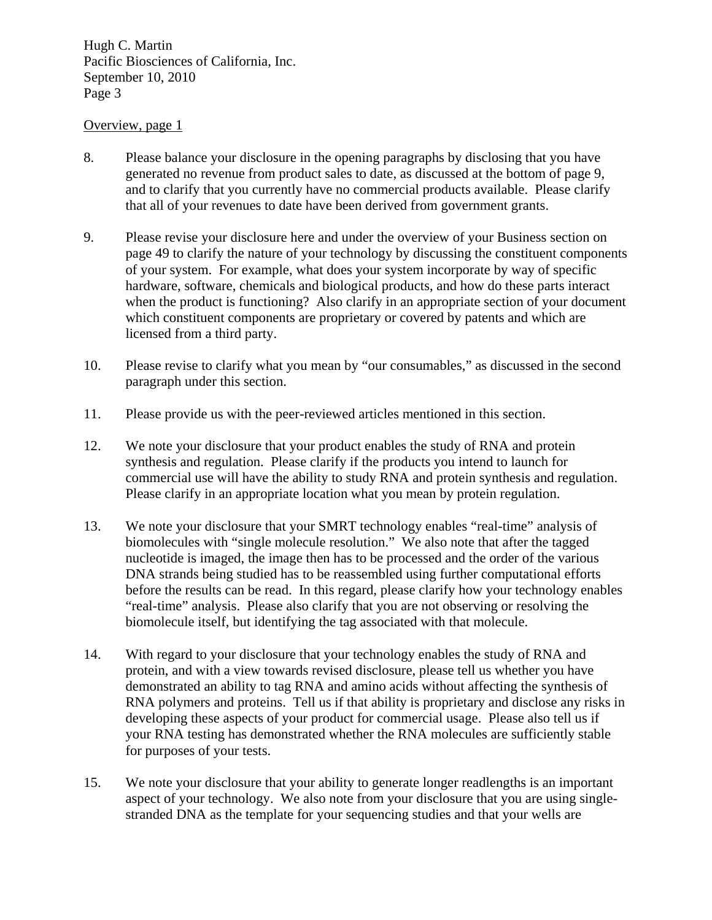Overview, page 1

8. Please balance your disclosure in the opening paragraphs by disclosing that you have generated no revenue from product sales to date, as discussed at the bottom of page 9, and to clarify that you currently have no commercial products available. Please clarify that all of your revenues to date have been derived from government grants.

9. Please revise your disclosure here and under the overview of your Business section on page 49 to clarify the nature of your technology by discussing the constituent components of your system. For example, what does your system incorporate by way of specific hardware, software, chemicals and biological products, and how do these parts interact when the product is functioning? Also clarify in an appropriate section of your document which constituent components are proprietary or covered by patents and which are licensed from a third party.

10. Please revise to clarify what you mean by "our consumables," as discussed in the second paragraph under this section.

11. Please provide us with the peer-reviewed articles mentioned in this section.

12. We note your disclosure that your product enables the study of RNA and protein synthesis and regulation. Please clarify if the products you intend to launch for commercial use will have the ability to study RNA and protein synthesis and regulation. Please clarify in an appropriate location what you mean by protein regulation.

13. We note your disclosure that your SMRT technology enables "real-time" analysis of biomolecules with "single molecule resolution." We also note that after the tagged nucleotide is imaged, the image then has to be processed and the order of the various DNA strands being studied has to be reassembled using further computational efforts before the results can be read. In this regard, please clarify how your technology enables "real-time" analysis. Please also clarify that you are not observing or resolving the biomolecule itself, but identifying the tag associated with that molecule.

14. With regard to your disclosure that your technology enables the study of RNA and protein, and with a view towards revised disclosure, please tell us whether you have demonstrated an ability to tag RNA and amino acids without affecting the synthesis of RNA polymers and proteins. Tell us if that ability is proprietary and disclose any risks in developing these aspects of your product for commercial usage. Please also tell us if your RNA testing has demonstrated whether the RNA molecules are sufficiently stable for purposes of your tests.

15. We note your disclosure that your ability to generate longer readlengths is an important aspect of your technology. We also note from your disclosure that you are using single-stranded DNA as the template for your sequencing studies and that your wells are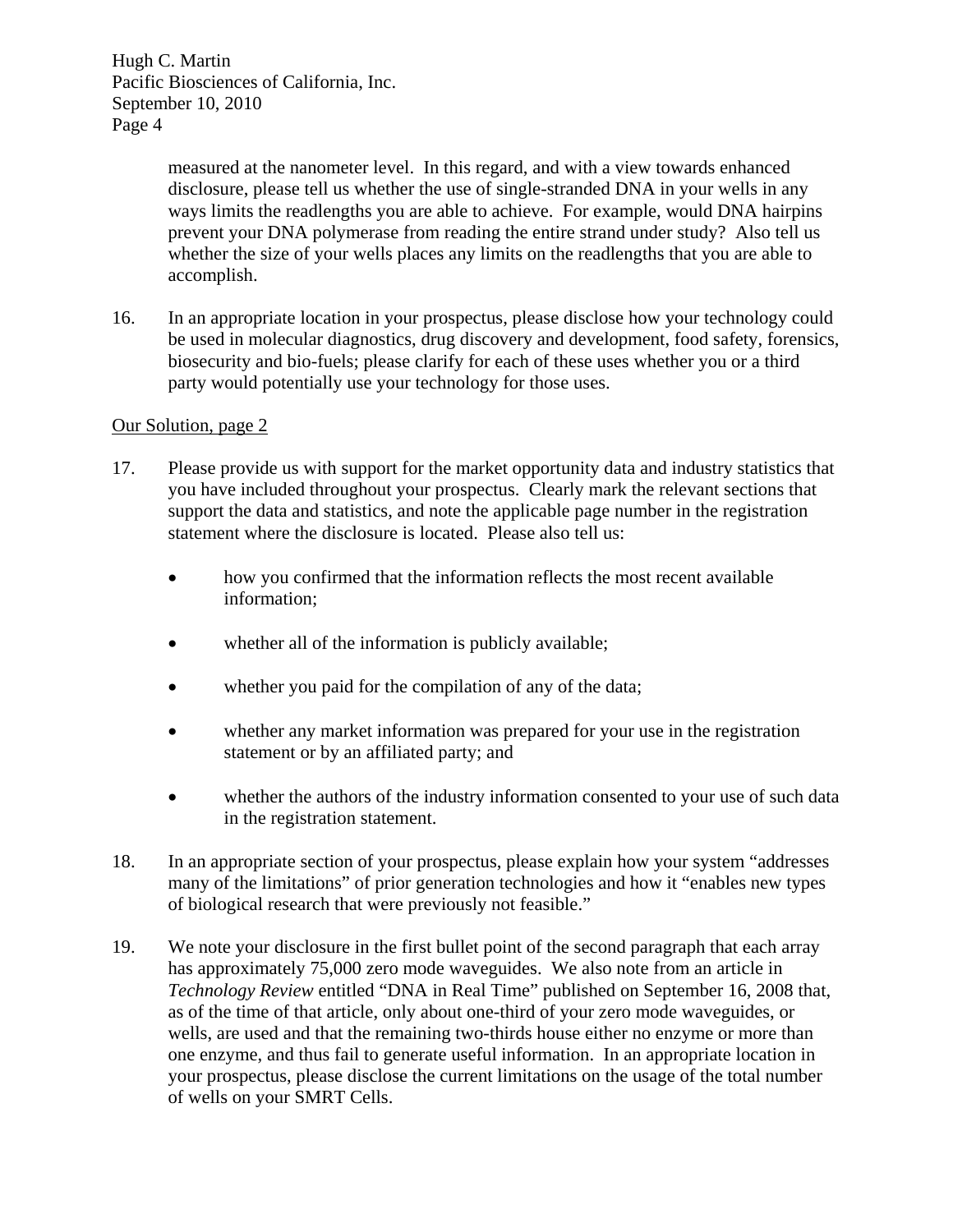measured at the nanometer level. In this regard, and with a view towards enhanced disclosure, please tell us whether the use of single-stranded DNA in your wells in any ways limits the readlengths you are able to achieve. For example, would DNA hairpins prevent your DNA polymerase from reading the entire strand under study? Also tell us whether the size of your wells places any limits on the readlengths that you are able to accomplish.

16. In an appropriate location in your prospectus, please disclose how your technology could be used in molecular diagnostics, drug discovery and development, food safety, forensics, biosecurity and bio-fuels; please clarify for each of these uses whether you or a third party would potentially use your technology for those uses.

<u>Our Solution, page 2</u>

17. Please provide us with support for the market opportunity data and industry statistics that you have included throughout your prospectus. Clearly mark the relevant sections that support the data and statistics, and note the applicable page number in the registration statement where the disclosure is located. Please also tell us:

    - how you confirmed that the information reflects the most recent available information;
    - whether all of the information is publicly available;
    - whether you paid for the compilation of any of the data;
    - whether any market information was prepared for your use in the registration statement or by an affiliated party; and
    - whether the authors of the industry information consented to your use of such data in the registration statement.

18. In an appropriate section of your prospectus, please explain how your system "addresses many of the limitations" of prior generation technologies and how it "enables new types of biological research that were previously not feasible."

19. We note your disclosure in the first bullet point of the second paragraph that each array has approximately 75,000 zero mode waveguides. We also note from an article in *Technology Review* entitled "DNA in Real Time" published on September 16, 2008 that, as of the time of that article, only about one-third of your zero mode waveguides, or wells, are used and that the remaining two-thirds house either no enzyme or more than one enzyme, and thus fail to generate useful information. In an appropriate location in your prospectus, please disclose the current limitations on the usage of the total number of wells on your SMRT Cells.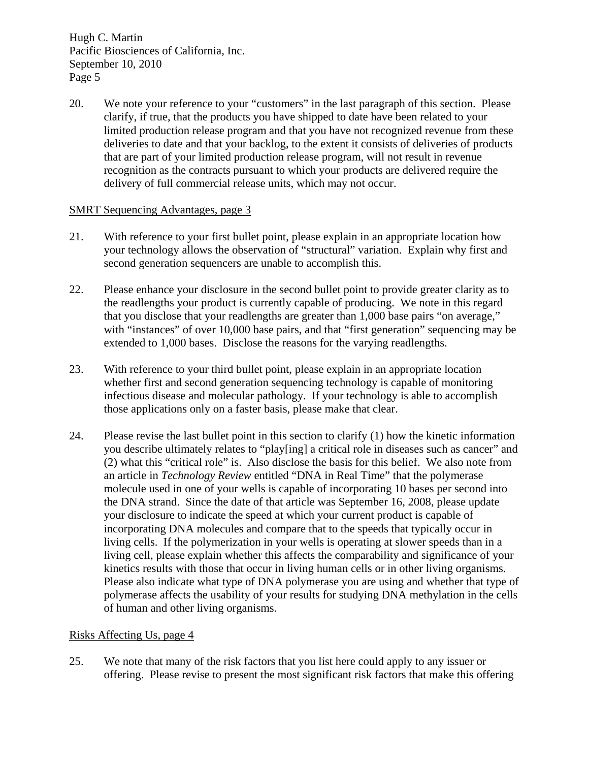20. We note your reference to your "customers" in the last paragraph of this section. Please clarify, if true, that the products you have shipped to date have been related to your limited production release program and that you have not recognized revenue from these deliveries to date and that your backlog, to the extent it consists of deliveries of products that are part of your limited production release program, will not result in revenue recognition as the contracts pursuant to which your products are delivered require the delivery of full commercial release units, which may not occur.

<u>SMRT Sequencing Advantages, page 3</u>

21. With reference to your first bullet point, please explain in an appropriate location how your technology allows the observation of "structural" variation. Explain why first and second generation sequencers are unable to accomplish this.

22. Please enhance your disclosure in the second bullet point to provide greater clarity as to the readlengths your product is currently capable of producing. We note in this regard that you disclose that your readlengths are greater than 1,000 base pairs "on average," with "instances" of over 10,000 base pairs, and that "first generation" sequencing may be extended to 1,000 bases. Disclose the reasons for the varying readlengths.

23. With reference to your third bullet point, please explain in an appropriate location whether first and second generation sequencing technology is capable of monitoring infectious disease and molecular pathology. If your technology is able to accomplish those applications only on a faster basis, please make that clear.

24. Please revise the last bullet point in this section to clarify (1) how the kinetic information you describe ultimately relates to "play[ing] a critical role in diseases such as cancer" and (2) what this "critical role" is. Also disclose the basis for this belief. We also note from an article in *Technology Review* entitled "DNA in Real Time" that the polymerase molecule used in one of your wells is capable of incorporating 10 bases per second into the DNA strand. Since the date of that article was September 16, 2008, please update your disclosure to indicate the speed at which your current product is capable of incorporating DNA molecules and compare that to the speeds that typically occur in living cells. If the polymerization in your wells is operating at slower speeds than in a living cell, please explain whether this affects the comparability and significance of your kinetics results with those that occur in living human cells or in other living organisms. Please also indicate what type of DNA polymerase you are using and whether that type of polymerase affects the usability of your results for studying DNA methylation in the cells of human and other living organisms.

<u>Risks Affecting Us, page 4</u>

25. We note that many of the risk factors that you list here could apply to any issuer or offering. Please revise to present the most significant risk factors that make this offering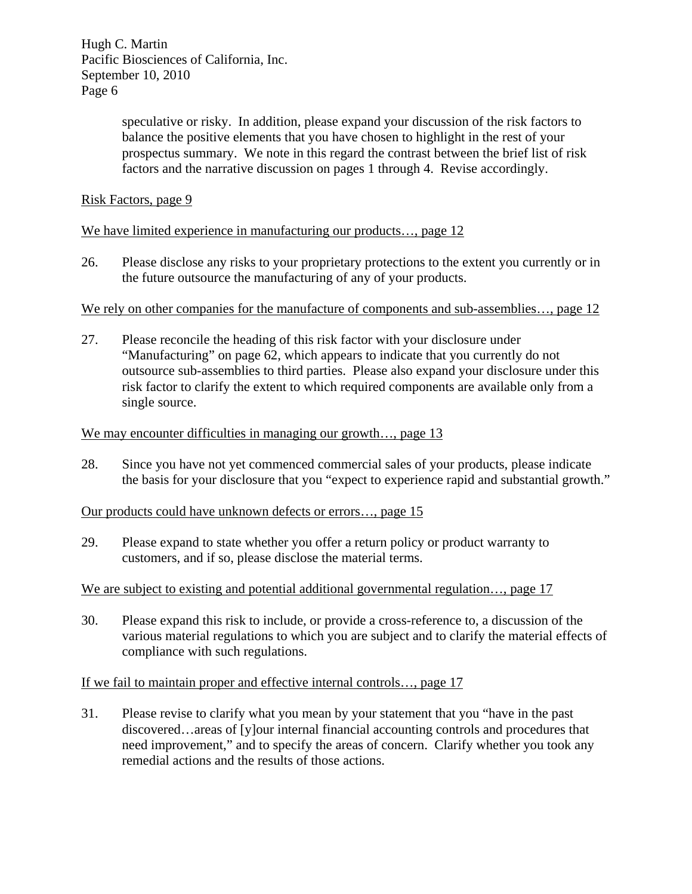speculative or risky. In addition, please expand your discussion of the risk factors to balance the positive elements that you have chosen to highlight in the rest of your prospectus summary. We note in this regard the contrast between the brief list of risk factors and the narrative discussion on pages 1 through 4. Revise accordingly.

Risk Factors, page 9

We have limited experience in manufacturing our products…, page 12

26. Please disclose any risks to your proprietary protections to the extent you currently or in the future outsource the manufacturing of any of your products.

We rely on other companies for the manufacture of components and sub-assemblies…, page 12

27. Please reconcile the heading of this risk factor with your disclosure under "Manufacturing" on page 62, which appears to indicate that you currently do not outsource sub-assemblies to third parties. Please also expand your disclosure under this risk factor to clarify the extent to which required components are available only from a single source.

We may encounter difficulties in managing our growth…, page 13

28. Since you have not yet commenced commercial sales of your products, please indicate the basis for your disclosure that you "expect to experience rapid and substantial growth."

Our products could have unknown defects or errors…, page 15

29. Please expand to state whether you offer a return policy or product warranty to customers, and if so, please disclose the material terms.

We are subject to existing and potential additional governmental regulation…, page 17

30. Please expand this risk to include, or provide a cross-reference to, a discussion of the various material regulations to which you are subject and to clarify the material effects of compliance with such regulations.

If we fail to maintain proper and effective internal controls…, page 17

31. Please revise to clarify what you mean by your statement that you "have in the past discovered…areas of [y]our internal financial accounting controls and procedures that need improvement," and to specify the areas of concern. Clarify whether you took any remedial actions and the results of those actions.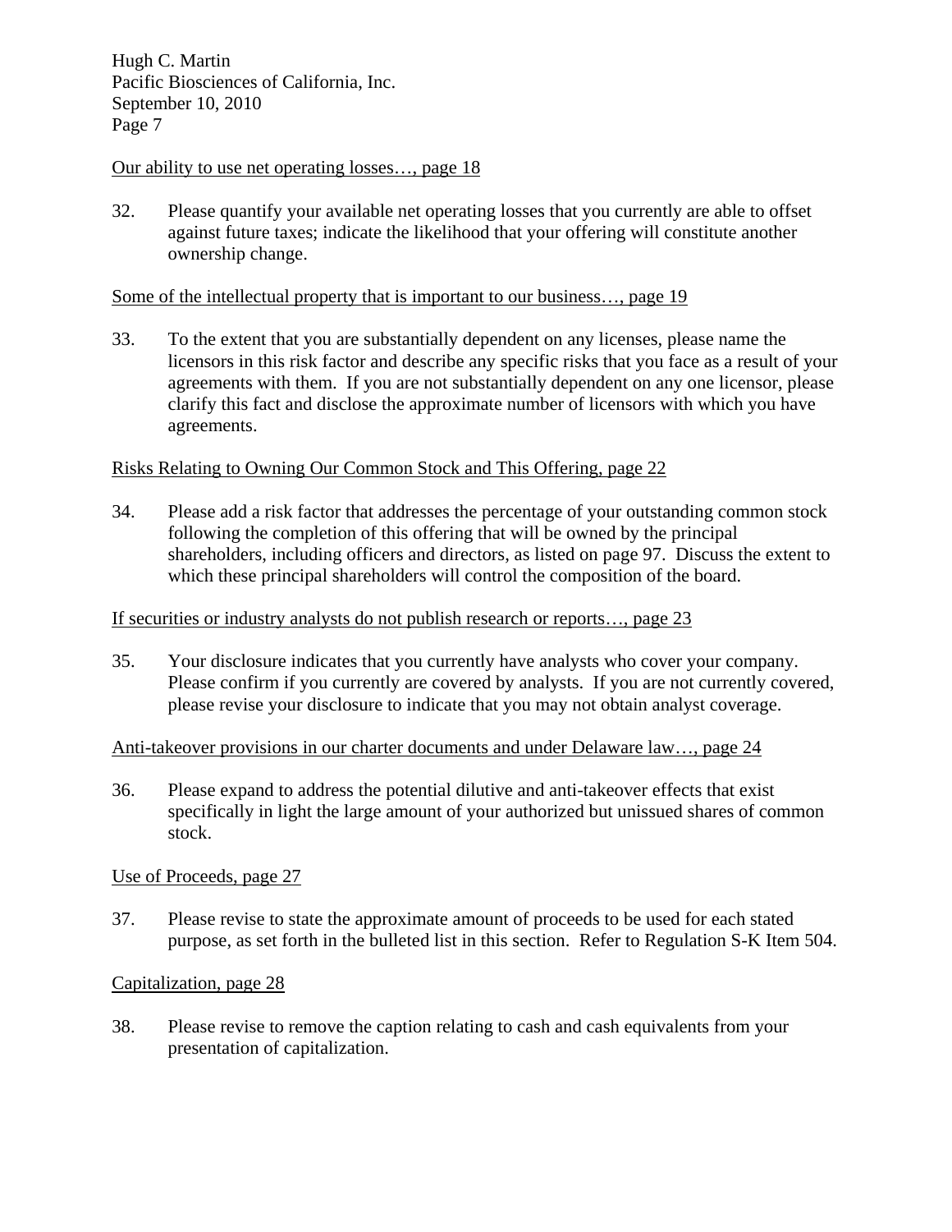Our ability to use net operating losses…, page 18

32. Please quantify your available net operating losses that you currently are able to offset against future taxes; indicate the likelihood that your offering will constitute another ownership change.

Some of the intellectual property that is important to our business…, page 19

33. To the extent that you are substantially dependent on any licenses, please name the licensors in this risk factor and describe any specific risks that you face as a result of your agreements with them. If you are not substantially dependent on any one licensor, please clarify this fact and disclose the approximate number of licensors with which you have agreements.

Risks Relating to Owning Our Common Stock and This Offering, page 22

34. Please add a risk factor that addresses the percentage of your outstanding common stock following the completion of this offering that will be owned by the principal shareholders, including officers and directors, as listed on page 97. Discuss the extent to which these principal shareholders will control the composition of the board.

If securities or industry analysts do not publish research or reports…, page 23

35. Your disclosure indicates that you currently have analysts who cover your company. Please confirm if you currently are covered by analysts. If you are not currently covered, please revise your disclosure to indicate that you may not obtain analyst coverage.

Anti-takeover provisions in our charter documents and under Delaware law…, page 24

36. Please expand to address the potential dilutive and anti-takeover effects that exist specifically in light the large amount of your authorized but unissued shares of common stock.

Use of Proceeds, page 27

37. Please revise to state the approximate amount of proceeds to be used for each stated purpose, as set forth in the bulleted list in this section. Refer to Regulation S-K Item 504.

Capitalization, page 28

38. Please revise to remove the caption relating to cash and cash equivalents from your presentation of capitalization.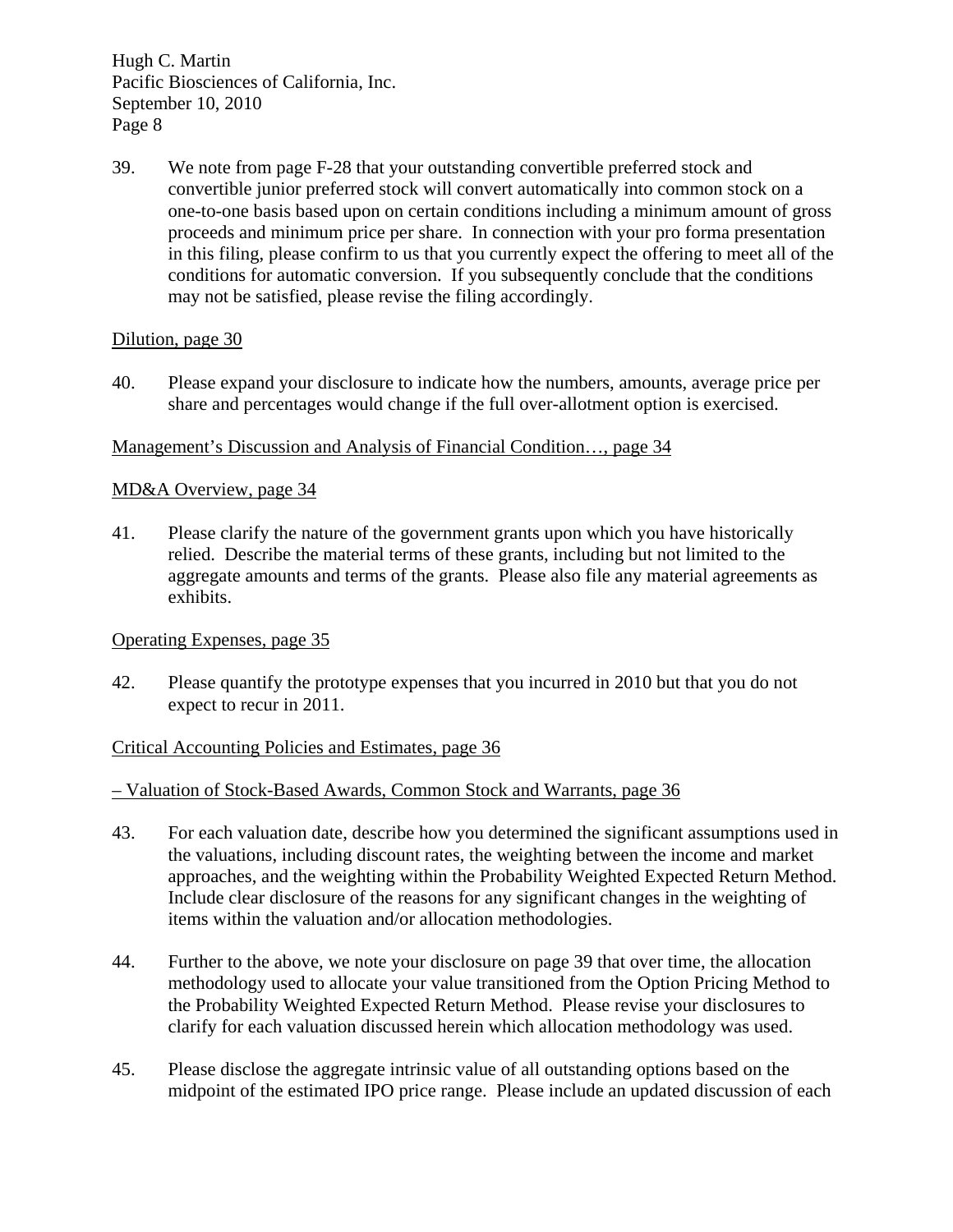39. We note from page F-28 that your outstanding convertible preferred stock and convertible junior preferred stock will convert automatically into common stock on a one-to-one basis based upon on certain conditions including a minimum amount of gross proceeds and minimum price per share. In connection with your pro forma presentation in this filing, please confirm to us that you currently expect the offering to meet all of the conditions for automatic conversion. If you subsequently conclude that the conditions may not be satisfied, please revise the filing accordingly.

Dilution, page 30

40. Please expand your disclosure to indicate how the numbers, amounts, average price per share and percentages would change if the full over-allotment option is exercised.

Management's Discussion and Analysis of Financial Condition…, page 34

MD&A Overview, page 34

41. Please clarify the nature of the government grants upon which you have historically relied. Describe the material terms of these grants, including but not limited to the aggregate amounts and terms of the grants. Please also file any material agreements as exhibits.

Operating Expenses, page 35

42. Please quantify the prototype expenses that you incurred in 2010 but that you do not expect to recur in 2011.

Critical Accounting Policies and Estimates, page 36

– Valuation of Stock-Based Awards, Common Stock and Warrants, page 36

43. For each valuation date, describe how you determined the significant assumptions used in the valuations, including discount rates, the weighting between the income and market approaches, and the weighting within the Probability Weighted Expected Return Method. Include clear disclosure of the reasons for any significant changes in the weighting of items within the valuation and/or allocation methodologies.

44. Further to the above, we note your disclosure on page 39 that over time, the allocation methodology used to allocate your value transitioned from the Option Pricing Method to the Probability Weighted Expected Return Method. Please revise your disclosures to clarify for each valuation discussed herein which allocation methodology was used.

45. Please disclose the aggregate intrinsic value of all outstanding options based on the midpoint of the estimated IPO price range. Please include an updated discussion of each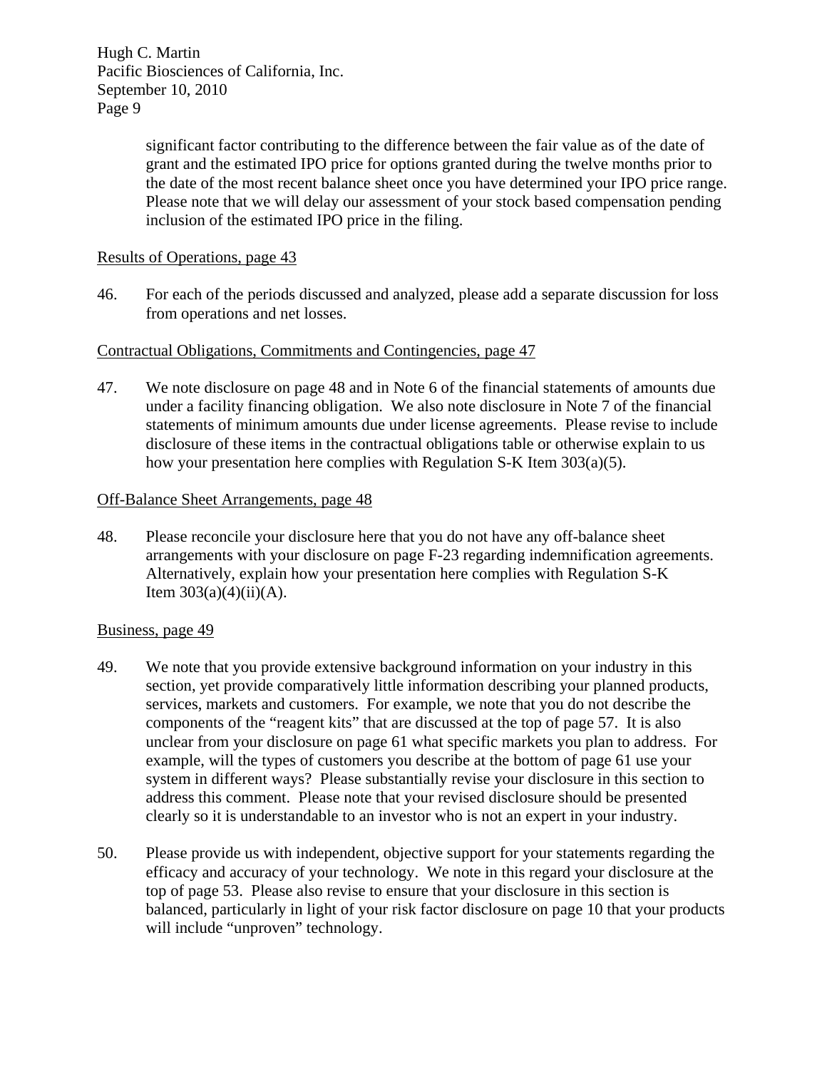significant factor contributing to the difference between the fair value as of the date of grant and the estimated IPO price for options granted during the twelve months prior to the date of the most recent balance sheet once you have determined your IPO price range. Please note that we will delay our assessment of your stock based compensation pending inclusion of the estimated IPO price in the filing.

Results of Operations, page 43

46. For each of the periods discussed and analyzed, please add a separate discussion for loss from operations and net losses.

Contractual Obligations, Commitments and Contingencies, page 47

47. We note disclosure on page 48 and in Note 6 of the financial statements of amounts due under a facility financing obligation. We also note disclosure in Note 7 of the financial statements of minimum amounts due under license agreements. Please revise to include disclosure of these items in the contractual obligations table or otherwise explain to us how your presentation here complies with Regulation S-K Item 303(a)(5).

Off-Balance Sheet Arrangements, page 48

48. Please reconcile your disclosure here that you do not have any off-balance sheet arrangements with your disclosure on page F-23 regarding indemnification agreements. Alternatively, explain how your presentation here complies with Regulation S-K Item 303(a)(4)(ii)(A).

Business, page 49

49. We note that you provide extensive background information on your industry in this section, yet provide comparatively little information describing your planned products, services, markets and customers. For example, we note that you do not describe the components of the "reagent kits" that are discussed at the top of page 57. It is also unclear from your disclosure on page 61 what specific markets you plan to address. For example, will the types of customers you describe at the bottom of page 61 use your system in different ways? Please substantially revise your disclosure in this section to address this comment. Please note that your revised disclosure should be presented clearly so it is understandable to an investor who is not an expert in your industry.

50. Please provide us with independent, objective support for your statements regarding the efficacy and accuracy of your technology. We note in this regard your disclosure at the top of page 53. Please also revise to ensure that your disclosure in this section is balanced, particularly in light of your risk factor disclosure on page 10 that your products will include "unproven" technology.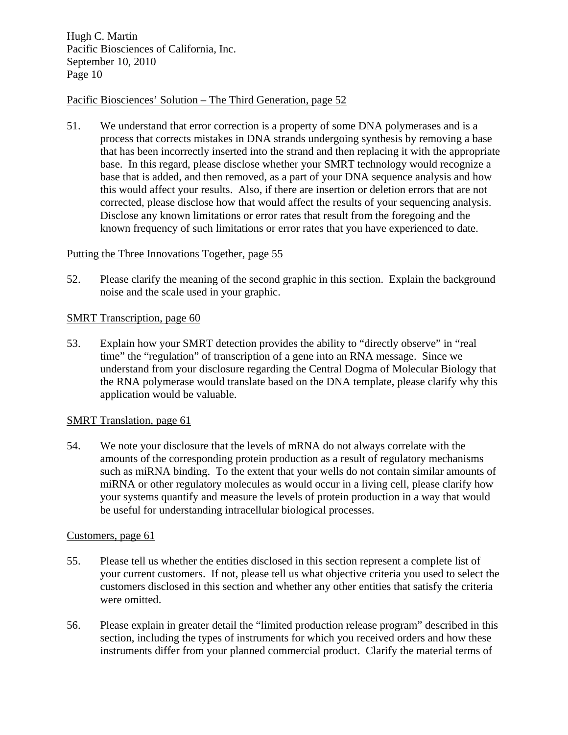Pacific Biosciences' Solution – The Third Generation, page 52

51. We understand that error correction is a property of some DNA polymerases and is a process that corrects mistakes in DNA strands undergoing synthesis by removing a base that has been incorrectly inserted into the strand and then replacing it with the appropriate base. In this regard, please disclose whether your SMRT technology would recognize a base that is added, and then removed, as a part of your DNA sequence analysis and how this would affect your results. Also, if there are insertion or deletion errors that are not corrected, please disclose how that would affect the results of your sequencing analysis. Disclose any known limitations or error rates that result from the foregoing and the known frequency of such limitations or error rates that you have experienced to date.

Putting the Three Innovations Together, page 55

52. Please clarify the meaning of the second graphic in this section. Explain the background noise and the scale used in your graphic.

SMRT Transcription, page 60

53. Explain how your SMRT detection provides the ability to "directly observe" in "real time" the "regulation" of transcription of a gene into an RNA message. Since we understand from your disclosure regarding the Central Dogma of Molecular Biology that the RNA polymerase would translate based on the DNA template, please clarify why this application would be valuable.

SMRT Translation, page 61

54. We note your disclosure that the levels of mRNA do not always correlate with the amounts of the corresponding protein production as a result of regulatory mechanisms such as miRNA binding. To the extent that your wells do not contain similar amounts of miRNA or other regulatory molecules as would occur in a living cell, please clarify how your systems quantify and measure the levels of protein production in a way that would be useful for understanding intracellular biological processes.

Customers, page 61

55. Please tell us whether the entities disclosed in this section represent a complete list of your current customers. If not, please tell us what objective criteria you used to select the customers disclosed in this section and whether any other entities that satisfy the criteria were omitted.

56. Please explain in greater detail the "limited production release program" described in this section, including the types of instruments for which you received orders and how these instruments differ from your planned commercial product. Clarify the material terms of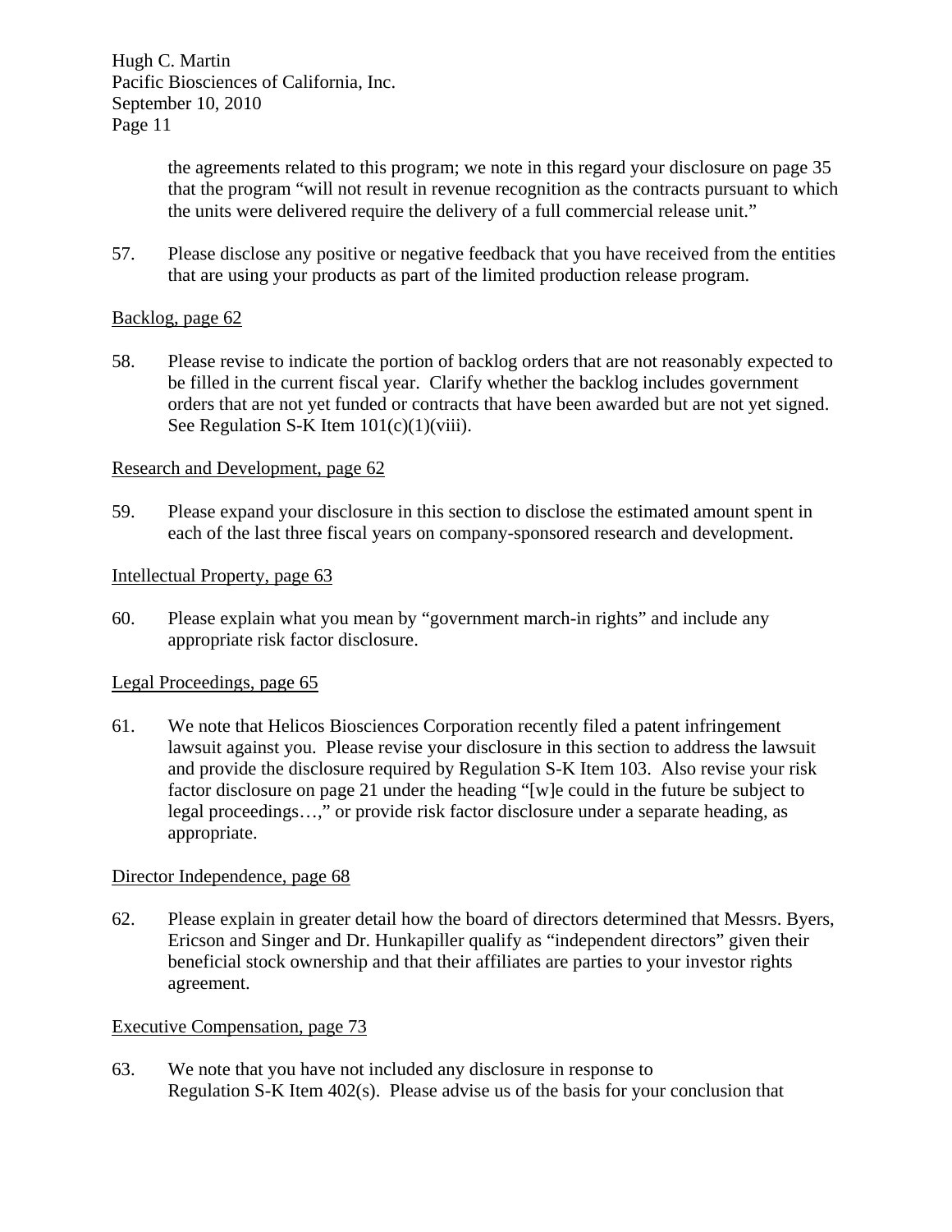the agreements related to this program; we note in this regard your disclosure on page 35 that the program "will not result in revenue recognition as the contracts pursuant to which the units were delivered require the delivery of a full commercial release unit."

57. Please disclose any positive or negative feedback that you have received from the entities that are using your products as part of the limited production release program.

Backlog, page 62

58. Please revise to indicate the portion of backlog orders that are not reasonably expected to be filled in the current fiscal year. Clarify whether the backlog includes government orders that are not yet funded or contracts that have been awarded but are not yet signed. See Regulation S-K Item 101(c)(1)(viii).

Research and Development, page 62

59. Please expand your disclosure in this section to disclose the estimated amount spent in each of the last three fiscal years on company-sponsored research and development.

Intellectual Property, page 63

60. Please explain what you mean by "government march-in rights" and include any appropriate risk factor disclosure.

Legal Proceedings, page 65

61. We note that Helicos Biosciences Corporation recently filed a patent infringement lawsuit against you. Please revise your disclosure in this section to address the lawsuit and provide the disclosure required by Regulation S-K Item 103. Also revise your risk factor disclosure on page 21 under the heading "[w]e could in the future be subject to legal proceedings…," or provide risk factor disclosure under a separate heading, as appropriate.

Director Independence, page 68

62. Please explain in greater detail how the board of directors determined that Messrs. Byers, Ericson and Singer and Dr. Hunkapiller qualify as "independent directors" given their beneficial stock ownership and that their affiliates are parties to your investor rights agreement.

Executive Compensation, page 73

63. We note that you have not included any disclosure in response to Regulation S-K Item 402(s). Please advise us of the basis for your conclusion that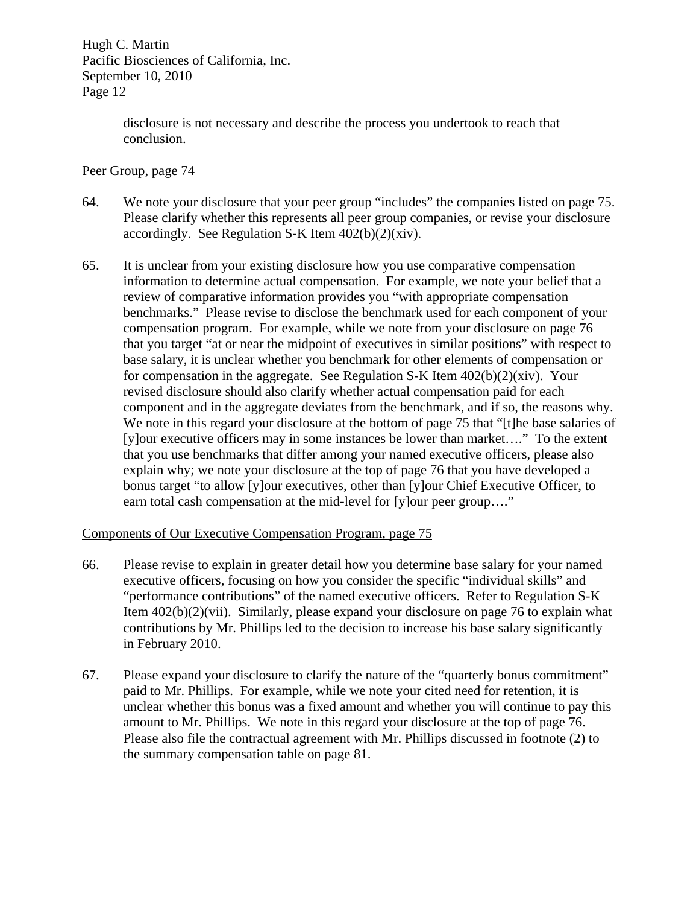disclosure is not necessary and describe the process you undertook to reach that conclusion.

Peer Group, page 74

64. We note your disclosure that your peer group "includes" the companies listed on page 75. Please clarify whether this represents all peer group companies, or revise your disclosure accordingly. See Regulation S-K Item 402(b)(2)(xiv).

65. It is unclear from your existing disclosure how you use comparative compensation information to determine actual compensation. For example, we note your belief that a review of comparative information provides you "with appropriate compensation benchmarks." Please revise to disclose the benchmark used for each component of your compensation program. For example, while we note from your disclosure on page 76 that you target "at or near the midpoint of executives in similar positions" with respect to base salary, it is unclear whether you benchmark for other elements of compensation or for compensation in the aggregate. See Regulation S-K Item 402(b)(2)(xiv). Your revised disclosure should also clarify whether actual compensation paid for each component and in the aggregate deviates from the benchmark, and if so, the reasons why. We note in this regard your disclosure at the bottom of page 75 that "[t]he base salaries of [y]our executive officers may in some instances be lower than market…." To the extent that you use benchmarks that differ among your named executive officers, please also explain why; we note your disclosure at the top of page 76 that you have developed a bonus target "to allow [y]our executives, other than [y]our Chief Executive Officer, to earn total cash compensation at the mid-level for [y]our peer group…."

Components of Our Executive Compensation Program, page 75

66. Please revise to explain in greater detail how you determine base salary for your named executive officers, focusing on how you consider the specific "individual skills" and "performance contributions" of the named executive officers. Refer to Regulation S-K Item 402(b)(2)(vii). Similarly, please expand your disclosure on page 76 to explain what contributions by Mr. Phillips led to the decision to increase his base salary significantly in February 2010.

67. Please expand your disclosure to clarify the nature of the "quarterly bonus commitment" paid to Mr. Phillips. For example, while we note your cited need for retention, it is unclear whether this bonus was a fixed amount and whether you will continue to pay this amount to Mr. Phillips. We note in this regard your disclosure at the top of page 76. Please also file the contractual agreement with Mr. Phillips discussed in footnote (2) to the summary compensation table on page 81.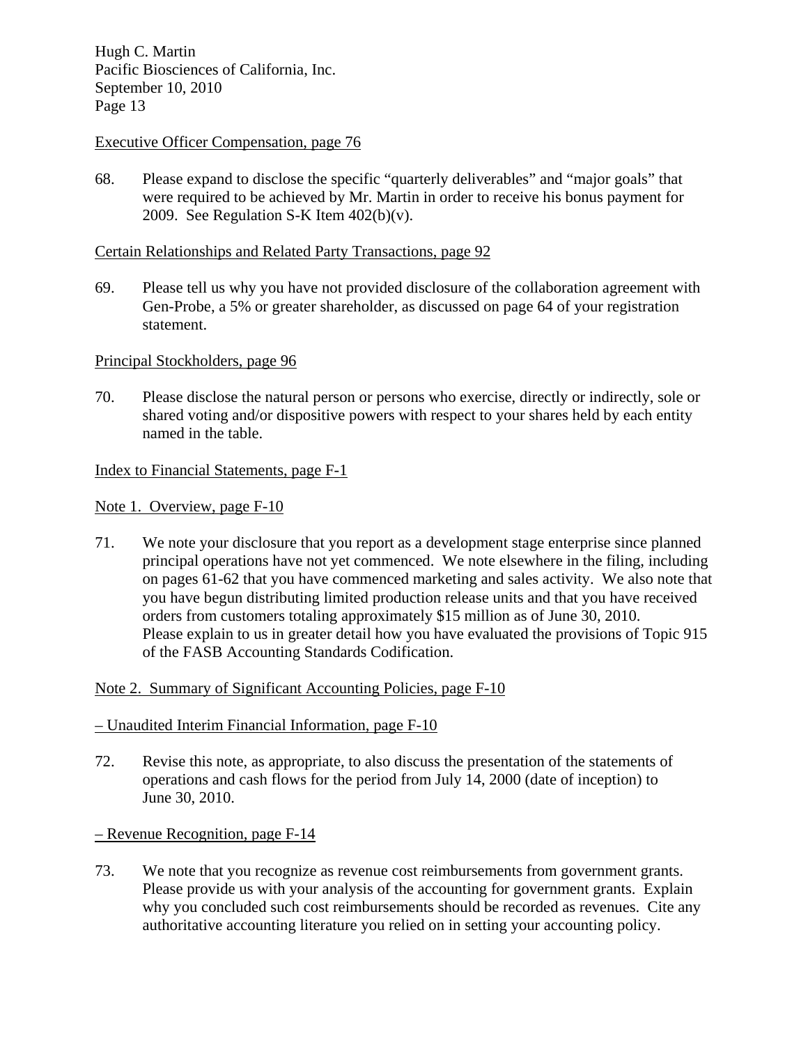Executive Officer Compensation, page 76

68. Please expand to disclose the specific "quarterly deliverables" and "major goals" that were required to be achieved by Mr. Martin in order to receive his bonus payment for 2009. See Regulation S-K Item 402(b)(v).

Certain Relationships and Related Party Transactions, page 92

69. Please tell us why you have not provided disclosure of the collaboration agreement with Gen-Probe, a 5% or greater shareholder, as discussed on page 64 of your registration statement.

Principal Stockholders, page 96

70. Please disclose the natural person or persons who exercise, directly or indirectly, sole or shared voting and/or dispositive powers with respect to your shares held by each entity named in the table.

Index to Financial Statements, page F-1

Note 1. Overview, page F-10

71. We note your disclosure that you report as a development stage enterprise since planned principal operations have not yet commenced. We note elsewhere in the filing, including on pages 61-62 that you have commenced marketing and sales activity. We also note that you have begun distributing limited production release units and that you have received orders from customers totaling approximately $15 million as of June 30, 2010. Please explain to us in greater detail how you have evaluated the provisions of Topic 915 of the FASB Accounting Standards Codification.

Note 2. Summary of Significant Accounting Policies, page F-10

– Unaudited Interim Financial Information, page F-10

72. Revise this note, as appropriate, to also discuss the presentation of the statements of operations and cash flows for the period from July 14, 2000 (date of inception) to June 30, 2010.

– Revenue Recognition, page F-14

73. We note that you recognize as revenue cost reimbursements from government grants. Please provide us with your analysis of the accounting for government grants. Explain why you concluded such cost reimbursements should be recorded as revenues. Cite any authoritative accounting literature you relied on in setting your accounting policy.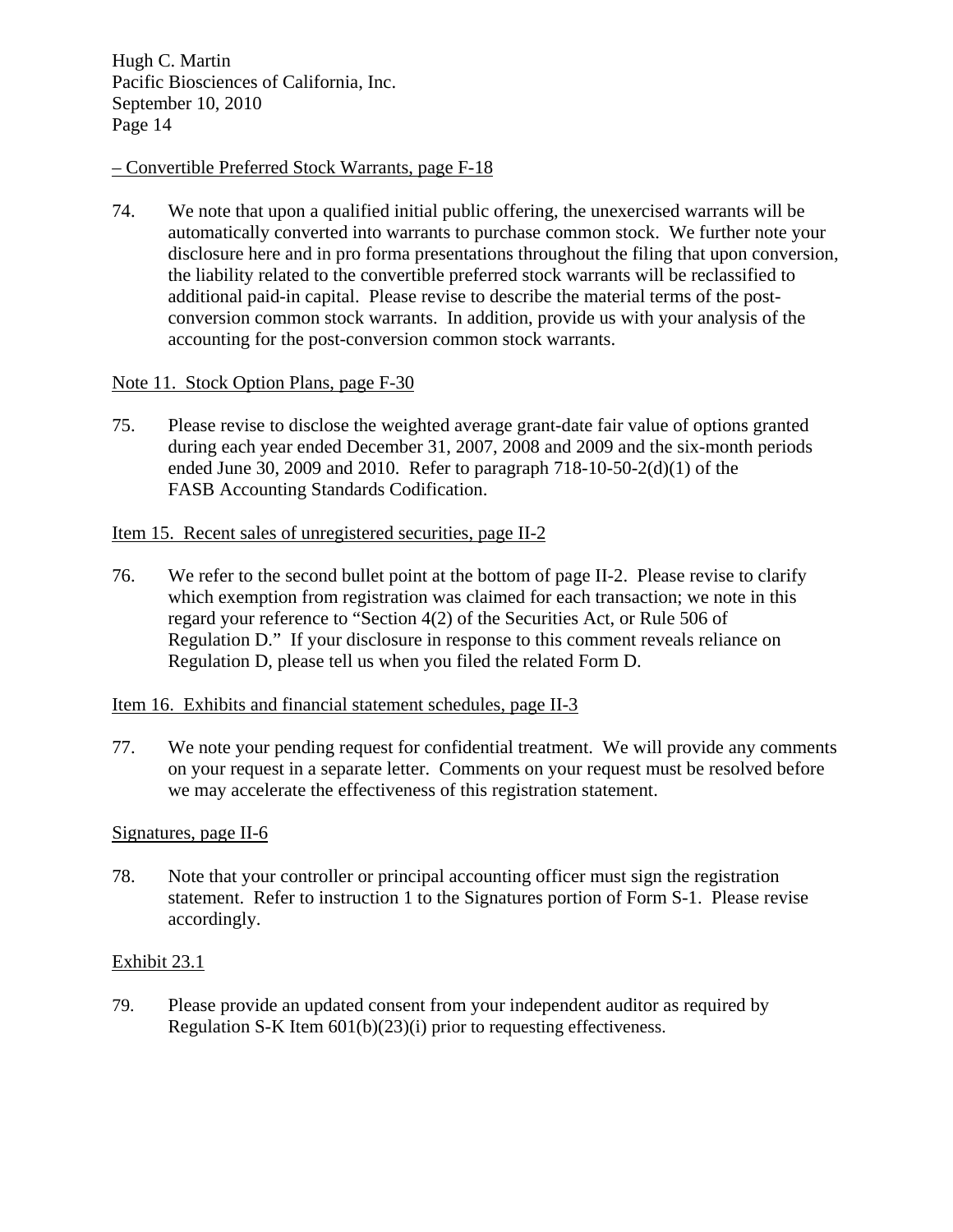– Convertible Preferred Stock Warrants, page F-18

74. We note that upon a qualified initial public offering, the unexercised warrants will be automatically converted into warrants to purchase common stock. We further note your disclosure here and in pro forma presentations throughout the filing that upon conversion, the liability related to the convertible preferred stock warrants will be reclassified to additional paid-in capital. Please revise to describe the material terms of the post-conversion common stock warrants. In addition, provide us with your analysis of the accounting for the post-conversion common stock warrants.

Note 11. Stock Option Plans, page F-30

75. Please revise to disclose the weighted average grant-date fair value of options granted during each year ended December 31, 2007, 2008 and 2009 and the six-month periods ended June 30, 2009 and 2010. Refer to paragraph 718-10-50-2(d)(1) of the FASB Accounting Standards Codification.

Item 15. Recent sales of unregistered securities, page II-2

76. We refer to the second bullet point at the bottom of page II-2. Please revise to clarify which exemption from registration was claimed for each transaction; we note in this regard your reference to "Section 4(2) of the Securities Act, or Rule 506 of Regulation D." If your disclosure in response to this comment reveals reliance on Regulation D, please tell us when you filed the related Form D.

Item 16. Exhibits and financial statement schedules, page II-3

77. We note your pending request for confidential treatment. We will provide any comments on your request in a separate letter. Comments on your request must be resolved before we may accelerate the effectiveness of this registration statement.

Signatures, page II-6

78. Note that your controller or principal accounting officer must sign the registration statement. Refer to instruction 1 to the Signatures portion of Form S-1. Please revise accordingly.

Exhibit 23.1

79. Please provide an updated consent from your independent auditor as required by Regulation S-K Item 601(b)(23)(i) prior to requesting effectiveness.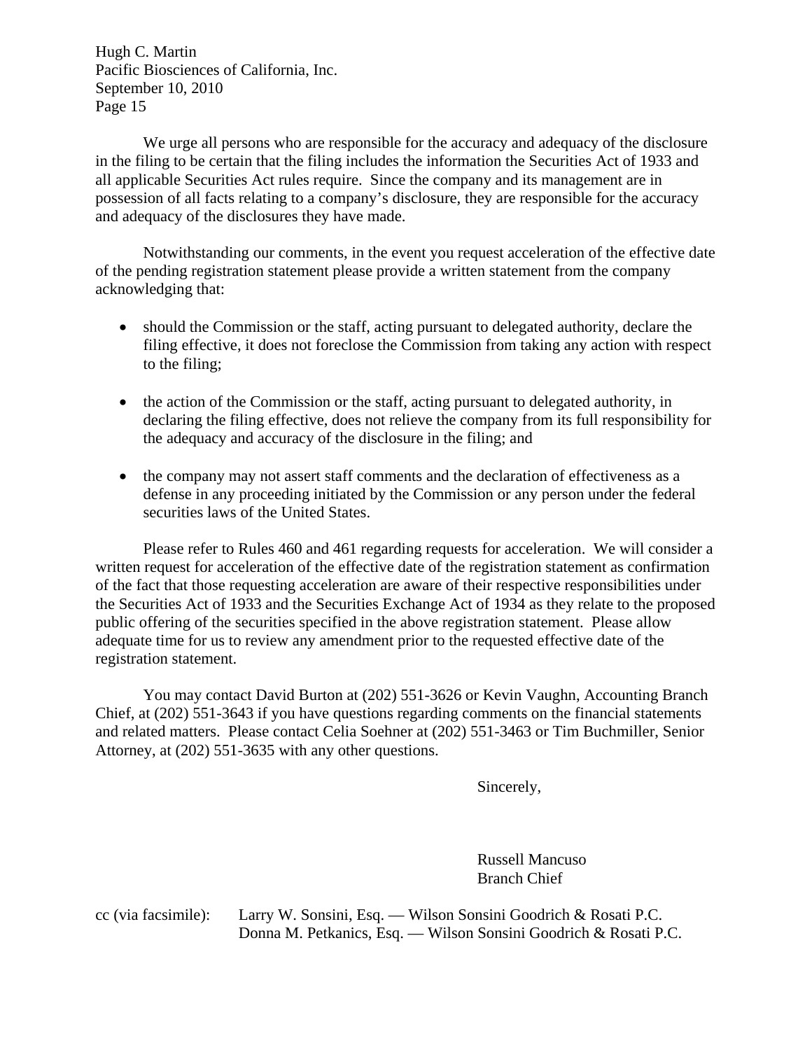Hugh C. Martin
Pacific Biosciences of California, Inc.
September 10, 2010
Page 15

We urge all persons who are responsible for the accuracy and adequacy of the disclosure in the filing to be certain that the filing includes the information the Securities Act of 1933 and all applicable Securities Act rules require. Since the company and its management are in possession of all facts relating to a company's disclosure, they are responsible for the accuracy and adequacy of the disclosures they have made.

Notwithstanding our comments, in the event you request acceleration of the effective date of the pending registration statement please provide a written statement from the company acknowledging that:

- should the Commission or the staff, acting pursuant to delegated authority, declare the filing effective, it does not foreclose the Commission from taking any action with respect to the filing;
- the action of the Commission or the staff, acting pursuant to delegated authority, in declaring the filing effective, does not relieve the company from its full responsibility for the adequacy and accuracy of the disclosure in the filing; and
- the company may not assert staff comments and the declaration of effectiveness as a defense in any proceeding initiated by the Commission or any person under the federal securities laws of the United States.

Please refer to Rules 460 and 461 regarding requests for acceleration. We will consider a written request for acceleration of the effective date of the registration statement as confirmation of the fact that those requesting acceleration are aware of their respective responsibilities under the Securities Act of 1933 and the Securities Exchange Act of 1934 as they relate to the proposed public offering of the securities specified in the above registration statement. Please allow adequate time for us to review any amendment prior to the requested effective date of the registration statement.

You may contact David Burton at (202) 551-3626 or Kevin Vaughn, Accounting Branch Chief, at (202) 551-3643 if you have questions regarding comments on the financial statements and related matters. Please contact Celia Soehner at (202) 551-3463 or Tim Buchmiller, Senior Attorney, at (202) 551-3635 with any other questions.

Sincerely,

Russell Mancuso
Branch Chief

cc (via facsimile): Larry W. Sonsini, Esq. — Wilson Sonsini Goodrich & Rosati P.C.
Donna M. Petkanics, Esq. — Wilson Sonsini Goodrich & Rosati P.C.